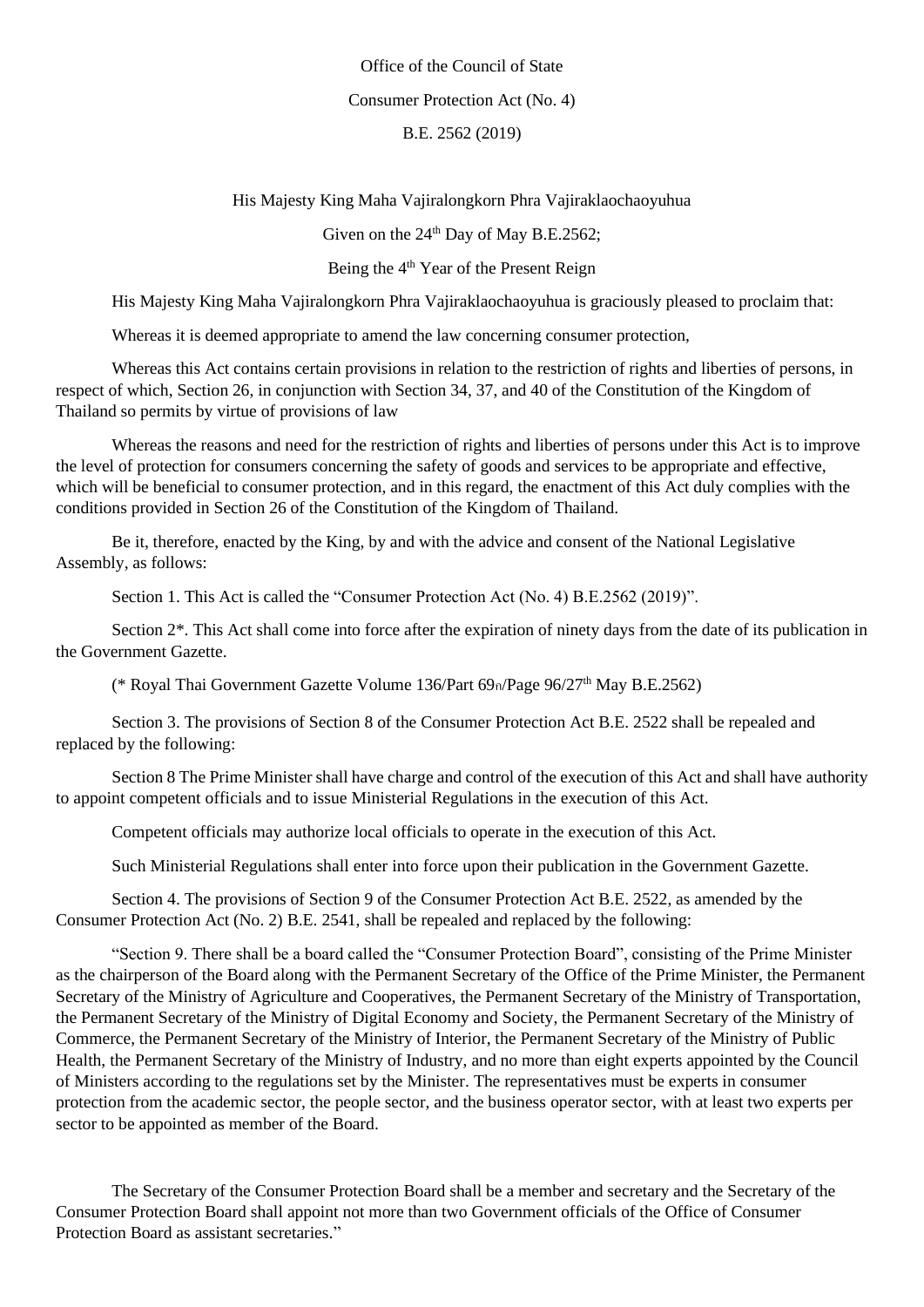Office of the Council of State

Consumer Protection Act (No. 4)

B.E. 2562 (2019)

His Majesty King Maha Vajiralongkorn Phra Vajiraklaochaoyuhua

Given on the 24th Day of May B.E.2562;

Being the 4th Year of the Present Reign

His Majesty King Maha Vajiralongkorn Phra Vajiraklaochaoyuhua is graciously pleased to proclaim that:

Whereas it is deemed appropriate to amend the law concerning consumer protection,

Whereas this Act contains certain provisions in relation to the restriction of rights and liberties of persons, in respect of which, Section 26, in conjunction with Section 34, 37, and 40 of the Constitution of the Kingdom of Thailand so permits by virtue of provisions of law

Whereas the reasons and need for the restriction of rights and liberties of persons under this Act is to improve the level of protection for consumers concerning the safety of goods and services to be appropriate and effective, which will be beneficial to consumer protection, and in this regard, the enactment of this Act duly complies with the conditions provided in Section 26 of the Constitution of the Kingdom of Thailand.

Be it, therefore, enacted by the King, by and with the advice and consent of the National Legislative Assembly, as follows:

Section 1. This Act is called the "Consumer Protection Act (No. 4) B.E.2562 (2019)".

Section 2*. This Act shall come into force after the expiration of ninety days from the date of its publication in the Government Gazette.

(* Royal Thai Government Gazette Volume 136/Part 69ก/Page 96/27th May B.E.2562)

Section 3. The provisions of Section 8 of the Consumer Protection Act B.E. 2522 shall be repealed and replaced by the following:

Section 8 The Prime Minister shall have charge and control of the execution of this Act and shall have authority to appoint competent officials and to issue Ministerial Regulations in the execution of this Act.

Competent officials may authorize local officials to operate in the execution of this Act.

Such Ministerial Regulations shall enter into force upon their publication in the Government Gazette.

Section 4. The provisions of Section 9 of the Consumer Protection Act B.E. 2522, as amended by the Consumer Protection Act (No. 2) B.E. 2541, shall be repealed and replaced by the following:

"Section 9. There shall be a board called the "Consumer Protection Board", consisting of the Prime Minister as the chairperson of the Board along with the Permanent Secretary of the Office of the Prime Minister, the Permanent Secretary of the Ministry of Agriculture and Cooperatives, the Permanent Secretary of the Ministry of Transportation, the Permanent Secretary of the Ministry of Digital Economy and Society, the Permanent Secretary of the Ministry of Commerce, the Permanent Secretary of the Ministry of Interior, the Permanent Secretary of the Ministry of Public Health, the Permanent Secretary of the Ministry of Industry, and no more than eight experts appointed by the Council of Ministers according to the regulations set by the Minister. The representatives must be experts in consumer protection from the academic sector, the people sector, and the business operator sector, with at least two experts per sector to be appointed as member of the Board.

The Secretary of the Consumer Protection Board shall be a member and secretary and the Secretary of the Consumer Protection Board shall appoint not more than two Government officials of the Office of Consumer Protection Board as assistant secretaries."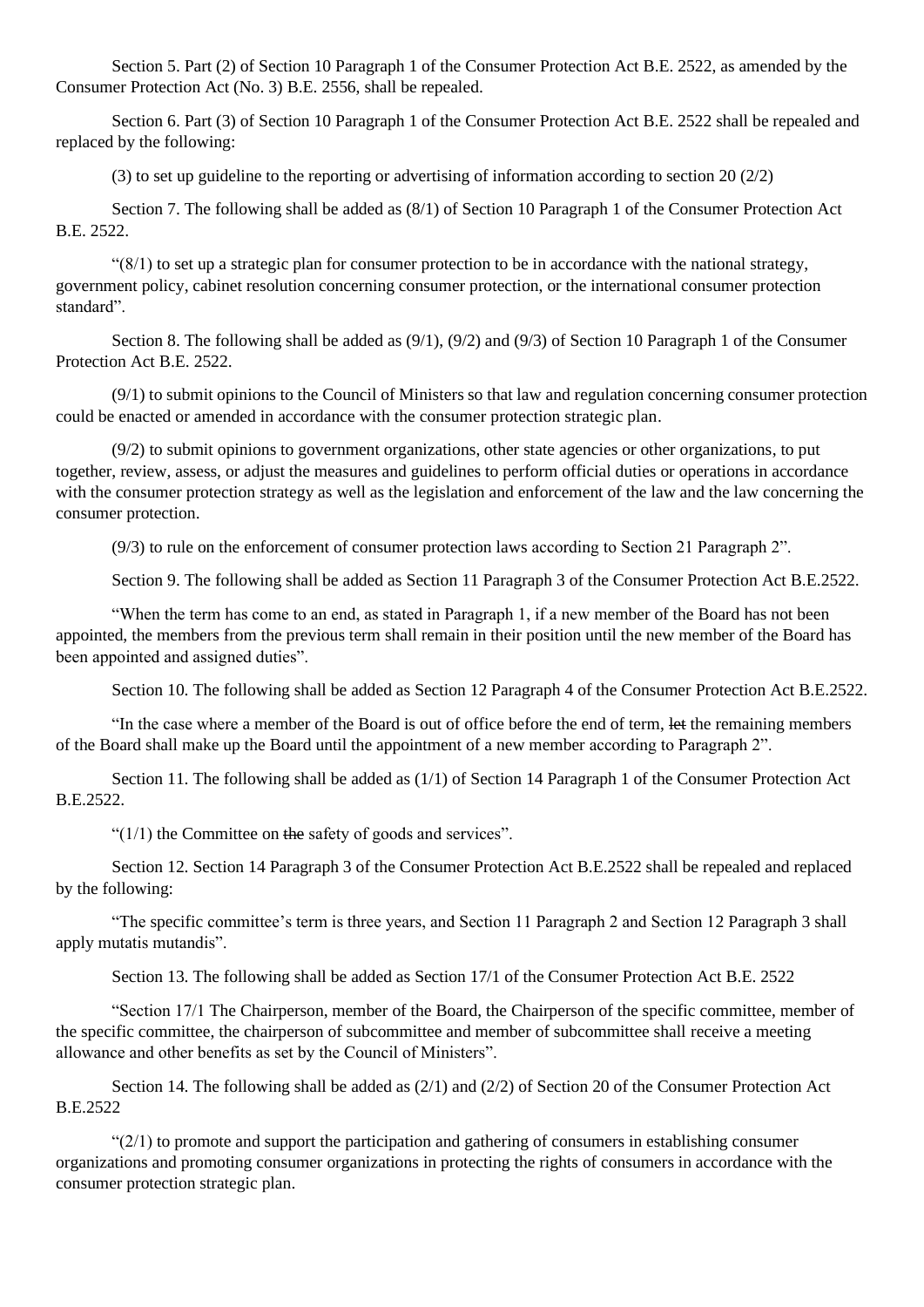Section 5. Part (2) of Section 10 Paragraph 1 of the Consumer Protection Act B.E. 2522, as amended by the Consumer Protection Act (No. 3) B.E. 2556, shall be repealed.

Section 6. Part (3) of Section 10 Paragraph 1 of the Consumer Protection Act B.E. 2522 shall be repealed and replaced by the following:

(3) to set up guideline to the reporting or advertising of information according to section 20 (2/2)

Section 7. The following shall be added as (8/1) of Section 10 Paragraph 1 of the Consumer Protection Act B.E. 2522.

"(8/1) to set up a strategic plan for consumer protection to be in accordance with the national strategy, government policy, cabinet resolution concerning consumer protection, or the international consumer protection standard".

Section 8. The following shall be added as (9/1), (9/2) and (9/3) of Section 10 Paragraph 1 of the Consumer Protection Act B.E. 2522.

(9/1) to submit opinions to the Council of Ministers so that law and regulation concerning consumer protection could be enacted or amended in accordance with the consumer protection strategic plan.

(9/2) to submit opinions to government organizations, other state agencies or other organizations, to put together, review, assess, or adjust the measures and guidelines to perform official duties or operations in accordance with the consumer protection strategy as well as the legislation and enforcement of the law and the law concerning the consumer protection.

(9/3) to rule on the enforcement of consumer protection laws according to Section 21 Paragraph 2".

Section 9. The following shall be added as Section 11 Paragraph 3 of the Consumer Protection Act B.E.2522.

"When the term has come to an end, as stated in Paragraph 1, if a new member of the Board has not been appointed, the members from the previous term shall remain in their position until the new member of the Board has been appointed and assigned duties".

Section 10. The following shall be added as Section 12 Paragraph 4 of the Consumer Protection Act B.E.2522.

"In the case where a member of the Board is out of office before the end of term, ~~let~~ the remaining members of the Board shall make up the Board until the appointment of a new member according to Paragraph 2".

Section 11. The following shall be added as (1/1) of Section 14 Paragraph 1 of the Consumer Protection Act B.E.2522.

"(1/1) the Committee on ~~the~~ safety of goods and services".

Section 12. Section 14 Paragraph 3 of the Consumer Protection Act B.E.2522 shall be repealed and replaced by the following:

"The specific committee's term is three years, and Section 11 Paragraph 2 and Section 12 Paragraph 3 shall apply mutatis mutandis".

Section 13. The following shall be added as Section 17/1 of the Consumer Protection Act B.E. 2522

"Section 17/1 The Chairperson, member of the Board, the Chairperson of the specific committee, member of the specific committee, the chairperson of subcommittee and member of subcommittee shall receive a meeting allowance and other benefits as set by the Council of Ministers".

Section 14. The following shall be added as (2/1) and (2/2) of Section 20 of the Consumer Protection Act B.E.2522

"(2/1) to promote and support the participation and gathering of consumers in establishing consumer organizations and promoting consumer organizations in protecting the rights of consumers in accordance with the consumer protection strategic plan.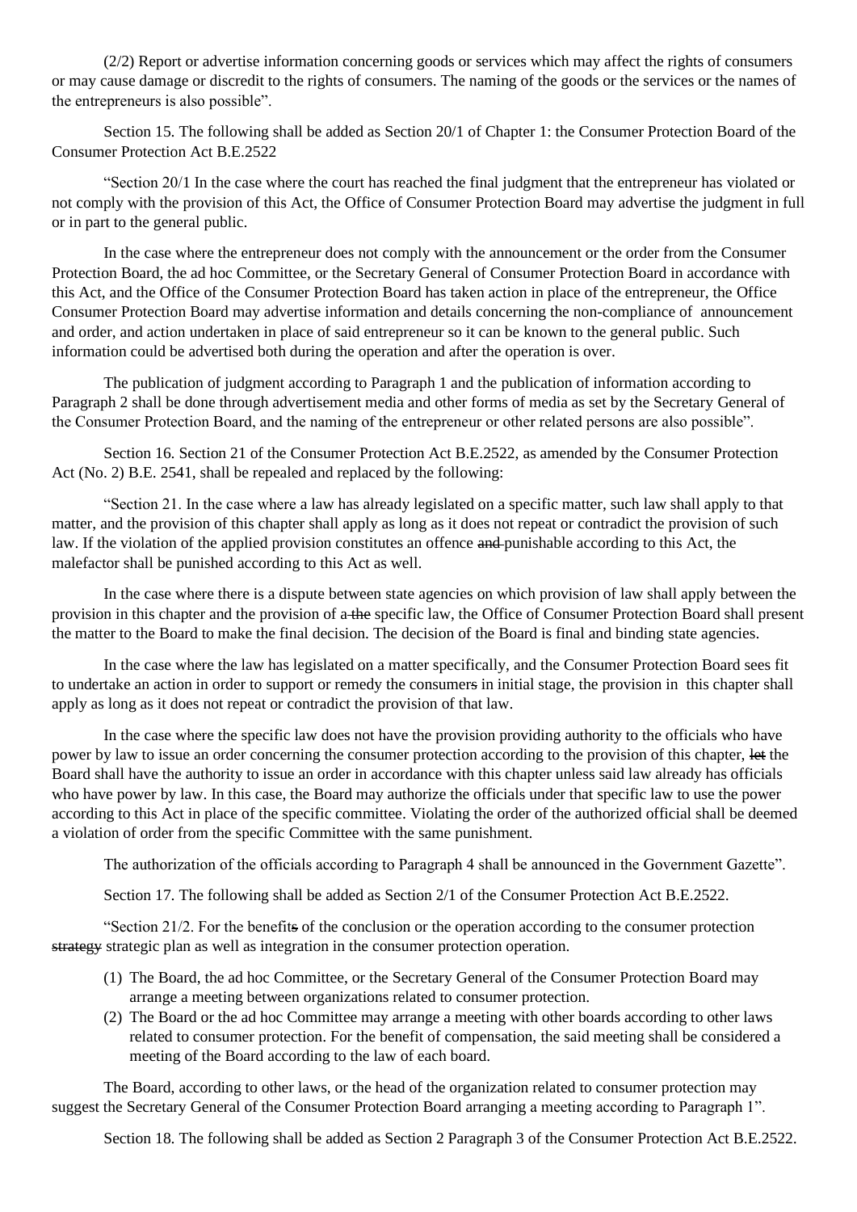(2/2) Report or advertise information concerning goods or services which may affect the rights of consumers or may cause damage or discredit to the rights of consumers. The naming of the goods or the services or the names of the entrepreneurs is also possible".

Section 15. The following shall be added as Section 20/1 of Chapter 1: the Consumer Protection Board of the Consumer Protection Act B.E.2522

"Section 20/1 In the case where the court has reached the final judgment that the entrepreneur has violated or not comply with the provision of this Act, the Office of Consumer Protection Board may advertise the judgment in full or in part to the general public.

In the case where the entrepreneur does not comply with the announcement or the order from the Consumer Protection Board, the ad hoc Committee, or the Secretary General of Consumer Protection Board in accordance with this Act, and the Office of the Consumer Protection Board has taken action in place of the entrepreneur, the Office Consumer Protection Board may advertise information and details concerning the non-compliance of announcement and order, and action undertaken in place of said entrepreneur so it can be known to the general public. Such information could be advertised both during the operation and after the operation is over.

The publication of judgment according to Paragraph 1 and the publication of information according to Paragraph 2 shall be done through advertisement media and other forms of media as set by the Secretary General of the Consumer Protection Board, and the naming of the entrepreneur or other related persons are also possible".

Section 16. Section 21 of the Consumer Protection Act B.E.2522, as amended by the Consumer Protection Act (No. 2) B.E. 2541, shall be repealed and replaced by the following:

"Section 21. In the case where a law has already legislated on a specific matter, such law shall apply to that matter, and the provision of this chapter shall apply as long as it does not repeat or contradict the provision of such law. If the violation of the applied provision constitutes an offence ~~and~~ punishable according to this Act, the malefactor shall be punished according to this Act as well.

In the case where there is a dispute between state agencies on which provision of law shall apply between the provision in this chapter and the provision of a ~~the~~ specific law, the Office of Consumer Protection Board shall present the matter to the Board to make the final decision. The decision of the Board is final and binding state agencies.

In the case where the law has legislated on a matter specifically, and the Consumer Protection Board sees fit to undertake an action in order to support or remedy the consumer~~s~~ in initial stage, the provision in this chapter shall apply as long as it does not repeat or contradict the provision of that law.

In the case where the specific law does not have the provision providing authority to the officials who have power by law to issue an order concerning the consumer protection according to the provision of this chapter, ~~let~~ the Board shall have the authority to issue an order in accordance with this chapter unless said law already has officials who have power by law. In this case, the Board may authorize the officials under that specific law to use the power according to this Act in place of the specific committee. Violating the order of the authorized official shall be deemed a violation of order from the specific Committee with the same punishment.

The authorization of the officials according to Paragraph 4 shall be announced in the Government Gazette".

Section 17. The following shall be added as Section 2/1 of the Consumer Protection Act B.E.2522.

"Section 21/2. For the benefit~~s~~ of the conclusion or the operation according to the consumer protection ~~strategy~~ strategic plan as well as integration in the consumer protection operation.

1. The Board, the ad hoc Committee, or the Secretary General of the Consumer Protection Board may arrange a meeting between organizations related to consumer protection.
2. The Board or the ad hoc Committee may arrange a meeting with other boards according to other laws related to consumer protection. For the benefit of compensation, the said meeting shall be considered a meeting of the Board according to the law of each board.

The Board, according to other laws, or the head of the organization related to consumer protection may suggest the Secretary General of the Consumer Protection Board arranging a meeting according to Paragraph 1".

Section 18. The following shall be added as Section 2 Paragraph 3 of the Consumer Protection Act B.E.2522.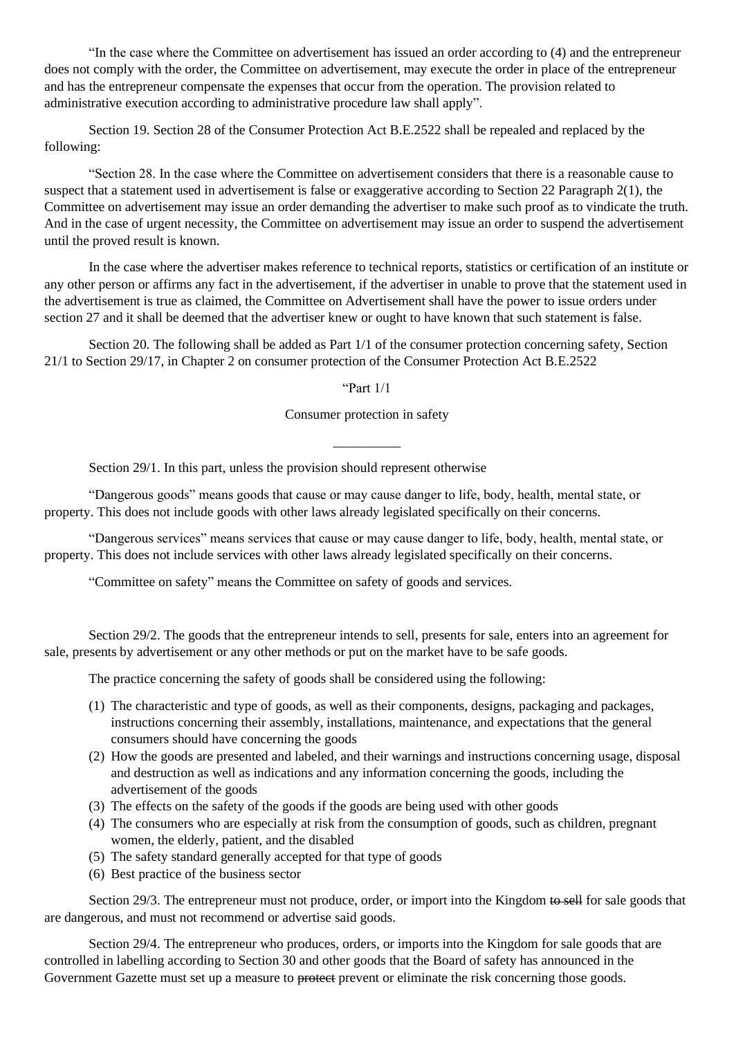"In the case where the Committee on advertisement has issued an order according to (4) and the entrepreneur does not comply with the order, the Committee on advertisement, may execute the order in place of the entrepreneur and has the entrepreneur compensate the expenses that occur from the operation. The provision related to administrative execution according to administrative procedure law shall apply".

Section 19. Section 28 of the Consumer Protection Act B.E.2522 shall be repealed and replaced by the following:

"Section 28. In the case where the Committee on advertisement considers that there is a reasonable cause to suspect that a statement used in advertisement is false or exaggerative according to Section 22 Paragraph 2(1), the Committee on advertisement may issue an order demanding the advertiser to make such proof as to vindicate the truth. And in the case of urgent necessity, the Committee on advertisement may issue an order to suspend the advertisement until the proved result is known.

In the case where the advertiser makes reference to technical reports, statistics or certification of an institute or any other person or affirms any fact in the advertisement, if the advertiser in unable to prove that the statement used in the advertisement is true as claimed, the Committee on Advertisement shall have the power to issue orders under section 27 and it shall be deemed that the advertiser knew or ought to have known that such statement is false.

Section 20. The following shall be added as Part 1/1 of the consumer protection concerning safety, Section 21/1 to Section 29/17, in Chapter 2 on consumer protection of the Consumer Protection Act B.E.2522

"Part 1/1

Consumer protection in safety

---

Section 29/1. In this part, unless the provision should represent otherwise

"Dangerous goods" means goods that cause or may cause danger to life, body, health, mental state, or property. This does not include goods with other laws already legislated specifically on their concerns.

"Dangerous services" means services that cause or may cause danger to life, body, health, mental state, or property. This does not include services with other laws already legislated specifically on their concerns.

"Committee on safety" means the Committee on safety of goods and services.

Section 29/2. The goods that the entrepreneur intends to sell, presents for sale, enters into an agreement for sale, presents by advertisement or any other methods or put on the market have to be safe goods.

The practice concerning the safety of goods shall be considered using the following:

(1) The characteristic and type of goods, as well as their components, designs, packaging and packages, instructions concerning their assembly, installations, maintenance, and expectations that the general consumers should have concerning the goods
(2) How the goods are presented and labeled, and their warnings and instructions concerning usage, disposal and destruction as well as indications and any information concerning the goods, including the advertisement of the goods
(3) The effects on the safety of the goods if the goods are being used with other goods
(4) The consumers who are especially at risk from the consumption of goods, such as children, pregnant women, the elderly, patient, and the disabled
(5) The safety standard generally accepted for that type of goods
(6) Best practice of the business sector

Section 29/3. The entrepreneur must not produce, order, or import into the Kingdom ~~to sell~~ for sale goods that are dangerous, and must not recommend or advertise said goods.

Section 29/4. The entrepreneur who produces, orders, or imports into the Kingdom for sale goods that are controlled in labelling according to Section 30 and other goods that the Board of safety has announced in the Government Gazette must set up a measure to ~~protect~~ prevent or eliminate the risk concerning those goods.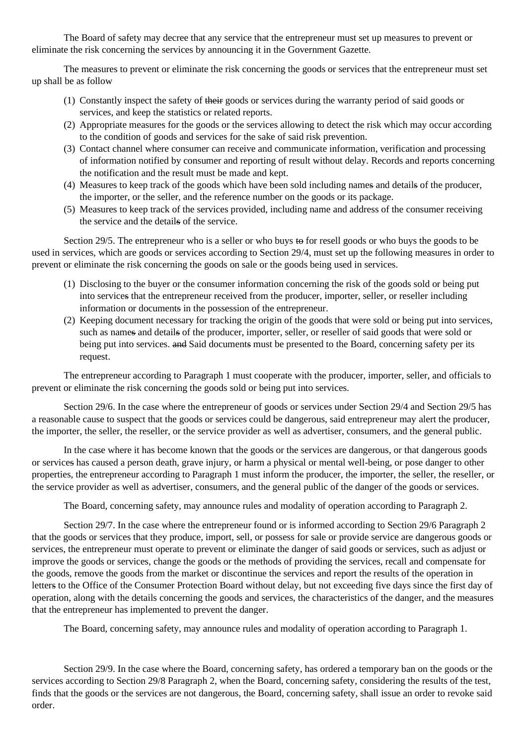The Board of safety may decree that any service that the entrepreneur must set up measures to prevent or eliminate the risk concerning the services by announcing it in the Government Gazette.

The measures to prevent or eliminate the risk concerning the goods or services that the entrepreneur must set up shall be as follow

1. Constantly inspect the safety of ~~their~~ goods or services during the warranty period of said goods or services, and keep the statistics or related reports.
2. Appropriate measures for the goods or the services allowing to detect the risk which may occur according to the condition of goods and services for the sake of said risk prevention.
3. Contact channel where consumer can receive and communicate information, verification and processing of information notified by consumer and reporting of result without delay. Records and reports concerning the notification and the result must be made and kept.
4. Measures to keep track of the goods which have been sold including name~~s~~ and detail~~s~~ of the producer, the importer, or the seller, and the reference number on the goods or its package.
5. Measures to keep track of the services provided, including name and address of the consumer receiving the service and the detail~~s~~ of the service.

Section 29/5. The entrepreneur who is a seller or who buys ~~to~~ for resell goods or who buys the goods to be used in services, which are goods or services according to Section 29/4, must set up the following measures in order to prevent or eliminate the risk concerning the goods on sale or the goods being used in services.

1. Disclosing to the buyer or the consumer information concerning the risk of the goods sold or being put into service~~s~~ that the entrepreneur received from the producer, importer, seller, or reseller including information or document~~s~~ in the possession of the entrepreneur.
2. Keeping document necessary for tracking the origin of the goods that were sold or being put into services, such as name~~s~~ and detail~~s~~ of the producer, importer, seller, or reseller of said goods that were sold or being put into services. ~~and~~ Said document~~s~~ must be presented to the Board, concerning safety per its request.

The entrepreneur according to Paragraph 1 must cooperate with the producer, importer, seller, and officials to prevent or eliminate the risk concerning the goods sold or being put into services.

Section 29/6. In the case where the entrepreneur of goods or services under Section 29/4 and Section 29/5 has a reasonable cause to suspect that the goods or services could be dangerous, said entrepreneur may alert the producer, the importer, the seller, the reseller, or the service provider as well as advertiser, consumers, and the general public.

In the case where it has become known that the goods or the services are dangerous, or that dangerous goods or service~~s~~ has caused a person death, grave injury, or harm a physical or mental well-being, or pose danger to other properties, the entrepreneur according to Paragraph 1 must inform the producer, the importer, the seller, the reseller, or the service provider as well as advertiser, consumers, and the general public of the danger of the goods or services.

The Board, concerning safety, may announce rules and modality of operation according to Paragraph 2.

Section 29/7. In the case where the entrepreneur found or is informed according to Section 29/6 Paragraph 2 that the goods or services that they produce, import, sell, or possess for sale or provide service are dangerous goods or services, the entrepreneur must operate to prevent or eliminate the danger of said goods or services, such as adjust or improve the goods or services, change the goods or the methods of providing the services, recall and compensate for the goods, remove the goods from the market or discontinue the services and report the results of the operation in letter~~s~~ to the Office of the Consumer Protection Board without delay, but not exceeding five days since the first day of operation, along with the details concerning the goods and services, the characteristics of the danger, and the measures that the entrepreneur has implemented to prevent the danger.

The Board, concerning safety, may announce rules and modality of operation according to Paragraph 1.

Section 29/9. In the case where the Board, concerning safety, has ordered a temporary ban on the goods or the services according to Section 29/8 Paragraph 2, when the Board, concerning safety, considering the results of the test, finds that the goods or the services are not dangerous, the Board, concerning safety, shall issue an order to revoke said order.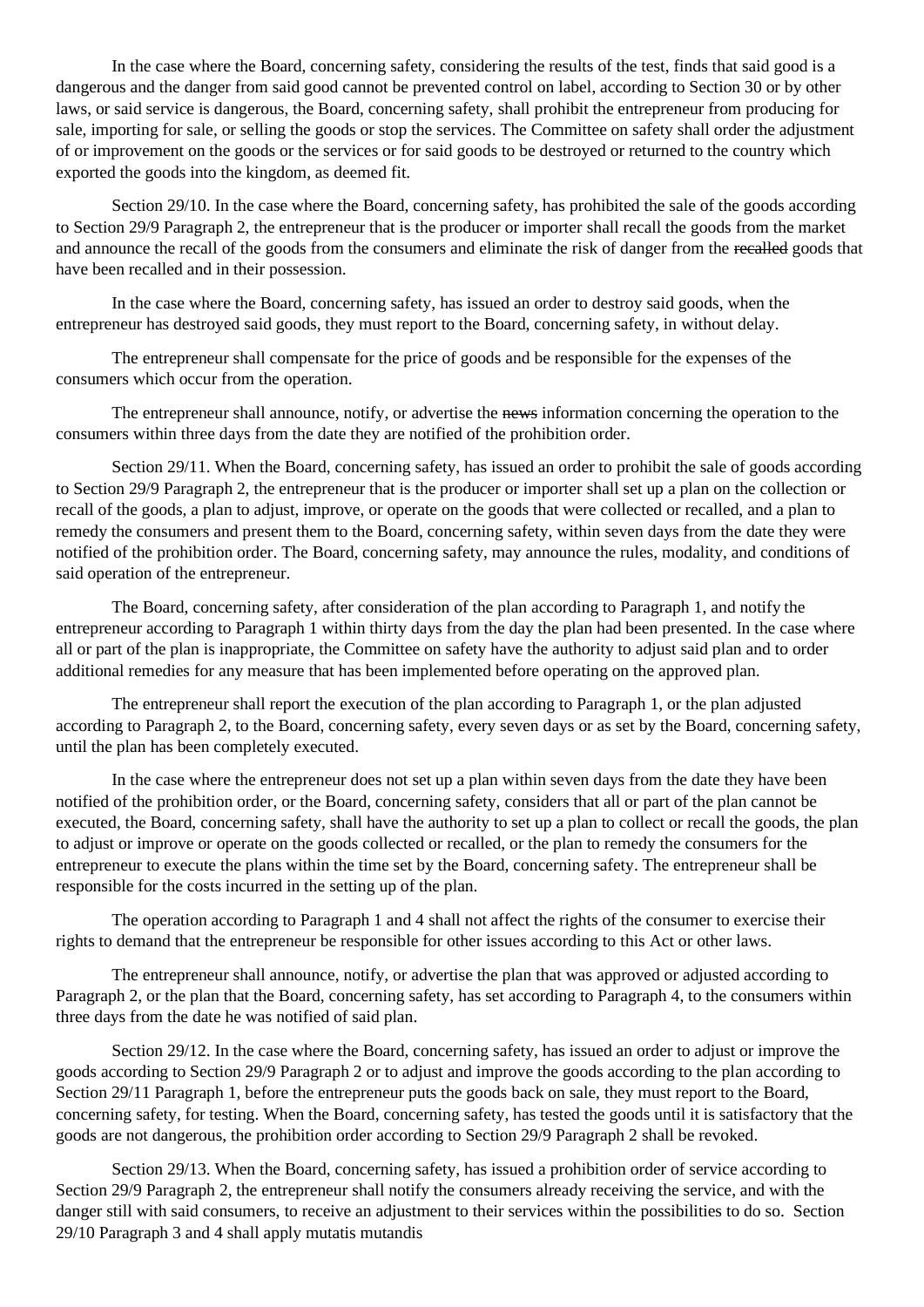In the case where the Board, concerning safety, considering the results of the test, finds that said good is a dangerous and the danger from said good cannot be prevented control on label, according to Section 30 or by other laws, or said service is dangerous, the Board, concerning safety, shall prohibit the entrepreneur from producing for sale, importing for sale, or selling the goods or stop the services. The Committee on safety shall order the adjustment of or improvement on the goods or the services or for said goods to be destroyed or returned to the country which exported the goods into the kingdom, as deemed fit.

Section 29/10. In the case where the Board, concerning safety, has prohibited the sale of the goods according to Section 29/9 Paragraph 2, the entrepreneur that is the producer or importer shall recall the goods from the market and announce the recall of the goods from the consumers and eliminate the risk of danger from the ~~recalled~~ goods that have been recalled and in their possession.

In the case where the Board, concerning safety, has issued an order to destroy said goods, when the entrepreneur has destroyed said goods, they must report to the Board, concerning safety, in without delay.

The entrepreneur shall compensate for the price of goods and be responsible for the expenses of the consumers which occur from the operation.

The entrepreneur shall announce, notify, or advertise the ~~news~~ information concerning the operation to the consumers within three days from the date they are notified of the prohibition order.

Section 29/11. When the Board, concerning safety, has issued an order to prohibit the sale of goods according to Section 29/9 Paragraph 2, the entrepreneur that is the producer or importer shall set up a plan on the collection or recall of the goods, a plan to adjust, improve, or operate on the goods that were collected or recalled, and a plan to remedy the consumers and present them to the Board, concerning safety, within seven days from the date they were notified of the prohibition order. The Board, concerning safety, may announce the rules, modality, and conditions of said operation of the entrepreneur.

The Board, concerning safety, after consideration of the plan according to Paragraph 1, and notify the entrepreneur according to Paragraph 1 within thirty days from the day the plan had been presented. In the case where all or part of the plan is inappropriate, the Committee on safety have the authority to adjust said plan and to order additional remedies for any measure that has been implemented before operating on the approved plan.

The entrepreneur shall report the execution of the plan according to Paragraph 1, or the plan adjusted according to Paragraph 2, to the Board, concerning safety, every seven days or as set by the Board, concerning safety, until the plan has been completely executed.

In the case where the entrepreneur does not set up a plan within seven days from the date they have been notified of the prohibition order, or the Board, concerning safety, considers that all or part of the plan cannot be executed, the Board, concerning safety, shall have the authority to set up a plan to collect or recall the goods, the plan to adjust or improve or operate on the goods collected or recalled, or the plan to remedy the consumers for the entrepreneur to execute the plans within the time set by the Board, concerning safety. The entrepreneur shall be responsible for the costs incurred in the setting up of the plan.

The operation according to Paragraph 1 and 4 shall not affect the rights of the consumer to exercise their rights to demand that the entrepreneur be responsible for other issues according to this Act or other laws.

The entrepreneur shall announce, notify, or advertise the plan that was approved or adjusted according to Paragraph 2, or the plan that the Board, concerning safety, has set according to Paragraph 4, to the consumers within three days from the date he was notified of said plan.

Section 29/12. In the case where the Board, concerning safety, has issued an order to adjust or improve the goods according to Section 29/9 Paragraph 2 or to adjust and improve the goods according to the plan according to Section 29/11 Paragraph 1, before the entrepreneur puts the goods back on sale, they must report to the Board, concerning safety, for testing. When the Board, concerning safety, has tested the goods until it is satisfactory that the goods are not dangerous, the prohibition order according to Section 29/9 Paragraph 2 shall be revoked.

Section 29/13. When the Board, concerning safety, has issued a prohibition order of service according to Section 29/9 Paragraph 2, the entrepreneur shall notify the consumers already receiving the service, and with the danger still with said consumers, to receive an adjustment to their services within the possibilities to do so. Section 29/10 Paragraph 3 and 4 shall apply mutatis mutandis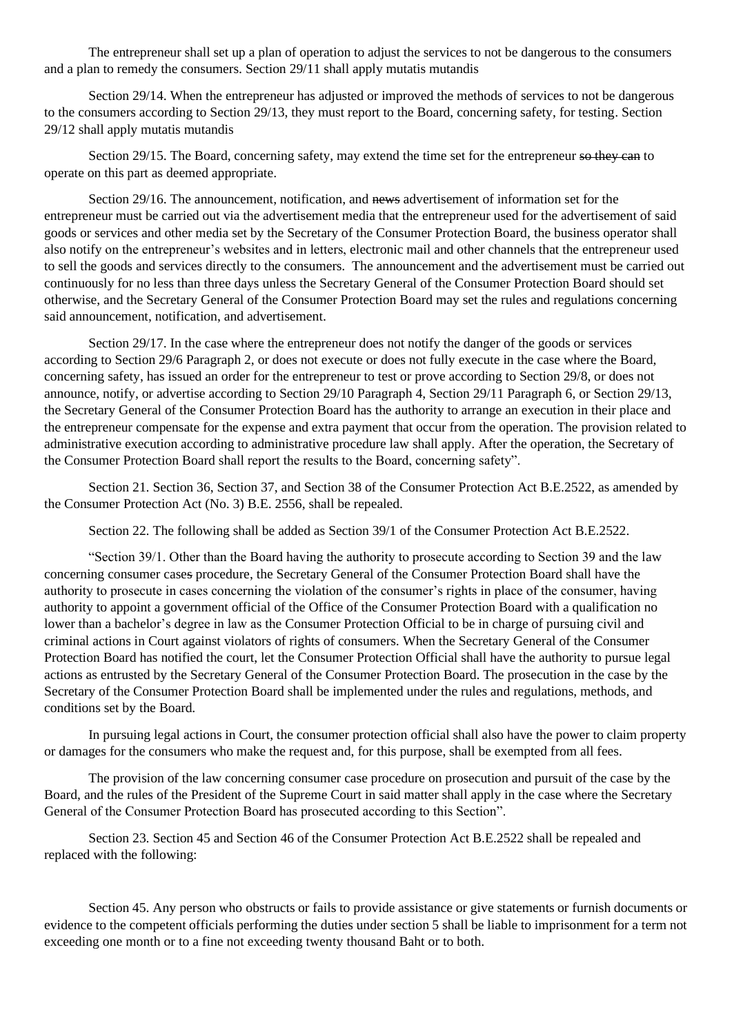The entrepreneur shall set up a plan of operation to adjust the services to not be dangerous to the consumers and a plan to remedy the consumers. Section 29/11 shall apply mutatis mutandis

Section 29/14. When the entrepreneur has adjusted or improved the methods of services to not be dangerous to the consumers according to Section 29/13, they must report to the Board, concerning safety, for testing. Section 29/12 shall apply mutatis mutandis

Section 29/15. The Board, concerning safety, may extend the time set for the entrepreneur ~~so they can~~ to operate on this part as deemed appropriate.

Section 29/16. The announcement, notification, and ~~news~~ advertisement of information set for the entrepreneur must be carried out via the advertisement media that the entrepreneur used for the advertisement of said goods or services and other media set by the Secretary of the Consumer Protection Board, the business operator shall also notify on the entrepreneur's websites and in letters, electronic mail and other channels that the entrepreneur used to sell the goods and services directly to the consumers. The announcement and the advertisement must be carried out continuously for no less than three days unless the Secretary General of the Consumer Protection Board should set otherwise, and the Secretary General of the Consumer Protection Board may set the rules and regulations concerning said announcement, notification, and advertisement.

Section 29/17. In the case where the entrepreneur does not notify the danger of the goods or services according to Section 29/6 Paragraph 2, or does not execute or does not fully execute in the case where the Board, concerning safety, has issued an order for the entrepreneur to test or prove according to Section 29/8, or does not announce, notify, or advertise according to Section 29/10 Paragraph 4, Section 29/11 Paragraph 6, or Section 29/13, the Secretary General of the Consumer Protection Board has the authority to arrange an execution in their place and the entrepreneur compensate for the expense and extra payment that occur from the operation. The provision related to administrative execution according to administrative procedure law shall apply. After the operation, the Secretary of the Consumer Protection Board shall report the results to the Board, concerning safety".

Section 21. Section 36, Section 37, and Section 38 of the Consumer Protection Act B.E.2522, as amended by the Consumer Protection Act (No. 3) B.E. 2556, shall be repealed.

Section 22. The following shall be added as Section 39/1 of the Consumer Protection Act B.E.2522.

"Section 39/1. Other than the Board having the authority to prosecute according to Section 39 and the law concerning consumer case~~s~~ procedure, the Secretary General of the Consumer Protection Board shall have the authority to prosecute in cases concerning the violation of the consumer's rights in place of the consumer, having authority to appoint a government official of the Office of the Consumer Protection Board with a qualification no lower than a bachelor's degree in law as the Consumer Protection Official to be in charge of pursuing civil and criminal actions in Court against violators of rights of consumers. When the Secretary General of the Consumer Protection Board has notified the court, let the Consumer Protection Official shall have the authority to pursue legal actions as entrusted by the Secretary General of the Consumer Protection Board. The prosecution in the case by the Secretary of the Consumer Protection Board shall be implemented under the rules and regulations, methods, and conditions set by the Board.

In pursuing legal actions in Court, the consumer protection official shall also have the power to claim property or damages for the consumers who make the request and, for this purpose, shall be exempted from all fees.

The provision of the law concerning consumer case procedure on prosecution and pursuit of the case by the Board, and the rules of the President of the Supreme Court in said matter shall apply in the case where the Secretary General of the Consumer Protection Board has prosecuted according to this Section".

Section 23. Section 45 and Section 46 of the Consumer Protection Act B.E.2522 shall be repealed and replaced with the following:

Section 45. Any person who obstructs or fails to provide assistance or give statements or furnish documents or evidence to the competent officials performing the duties under section 5 shall be liable to imprisonment for a term not exceeding one month or to a fine not exceeding twenty thousand Baht or to both.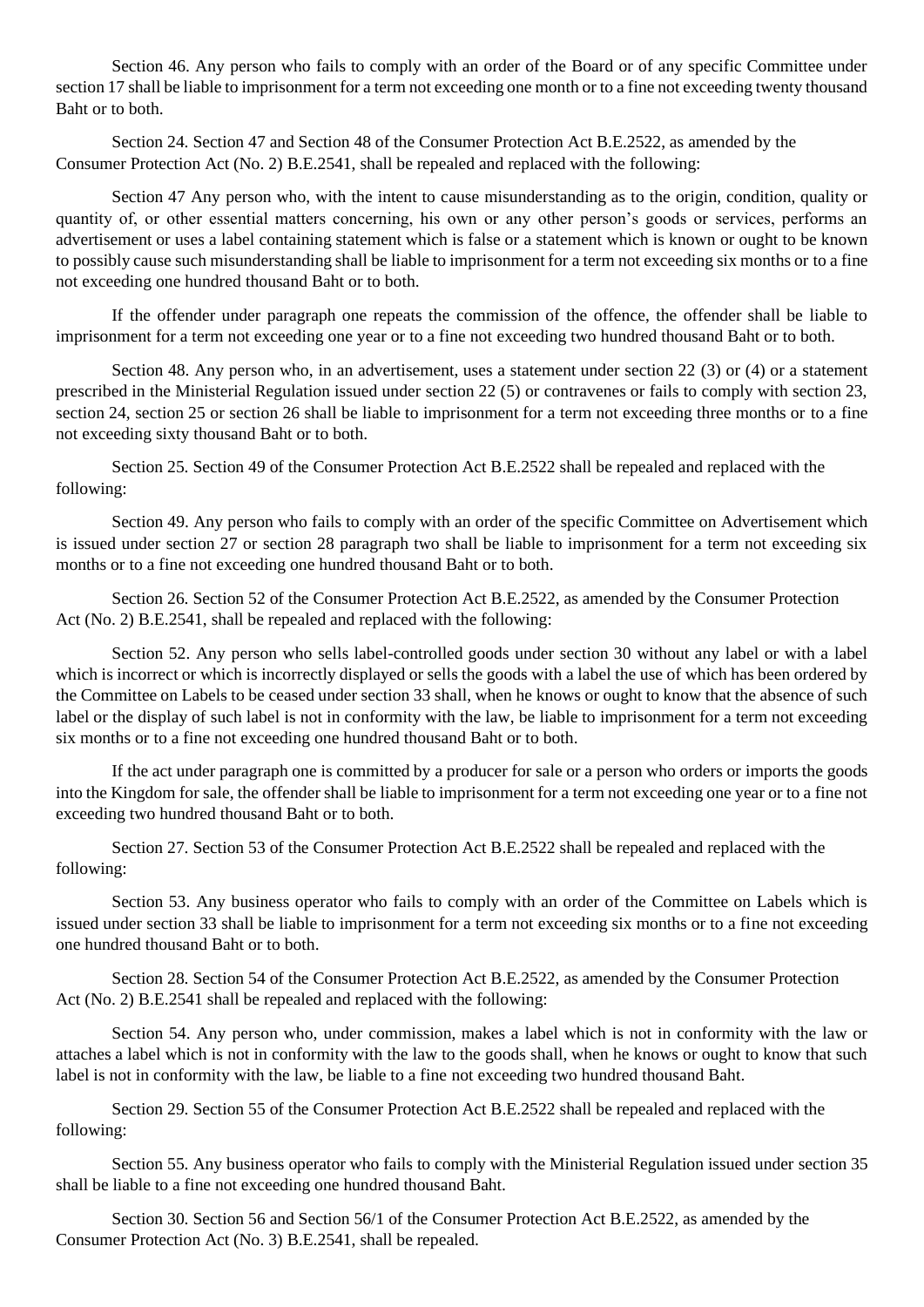Section 46. Any person who fails to comply with an order of the Board or of any specific Committee under section 17 shall be liable to imprisonment for a term not exceeding one month or to a fine not exceeding twenty thousand Baht or to both.

Section 24. Section 47 and Section 48 of the Consumer Protection Act B.E.2522, as amended by the Consumer Protection Act (No. 2) B.E.2541, shall be repealed and replaced with the following:

Section 47 Any person who, with the intent to cause misunderstanding as to the origin, condition, quality or quantity of, or other essential matters concerning, his own or any other person's goods or services, performs an advertisement or uses a label containing statement which is false or a statement which is known or ought to be known to possibly cause such misunderstanding shall be liable to imprisonment for a term not exceeding six months or to a fine not exceeding one hundred thousand Baht or to both.

If the offender under paragraph one repeats the commission of the offence, the offender shall be liable to imprisonment for a term not exceeding one year or to a fine not exceeding two hundred thousand Baht or to both.

Section 48. Any person who, in an advertisement, uses a statement under section 22 (3) or (4) or a statement prescribed in the Ministerial Regulation issued under section 22 (5) or contravenes or fails to comply with section 23, section 24, section 25 or section 26 shall be liable to imprisonment for a term not exceeding three months or to a fine not exceeding sixty thousand Baht or to both.

Section 25. Section 49 of the Consumer Protection Act B.E.2522 shall be repealed and replaced with the following:

Section 49. Any person who fails to comply with an order of the specific Committee on Advertisement which is issued under section 27 or section 28 paragraph two shall be liable to imprisonment for a term not exceeding six months or to a fine not exceeding one hundred thousand Baht or to both.

Section 26. Section 52 of the Consumer Protection Act B.E.2522, as amended by the Consumer Protection Act (No. 2) B.E.2541, shall be repealed and replaced with the following:

Section 52. Any person who sells label-controlled goods under section 30 without any label or with a label which is incorrect or which is incorrectly displayed or sells the goods with a label the use of which has been ordered by the Committee on Labels to be ceased under section 33 shall, when he knows or ought to know that the absence of such label or the display of such label is not in conformity with the law, be liable to imprisonment for a term not exceeding six months or to a fine not exceeding one hundred thousand Baht or to both.

If the act under paragraph one is committed by a producer for sale or a person who orders or imports the goods into the Kingdom for sale, the offender shall be liable to imprisonment for a term not exceeding one year or to a fine not exceeding two hundred thousand Baht or to both.

Section 27. Section 53 of the Consumer Protection Act B.E.2522 shall be repealed and replaced with the following:

Section 53. Any business operator who fails to comply with an order of the Committee on Labels which is issued under section 33 shall be liable to imprisonment for a term not exceeding six months or to a fine not exceeding one hundred thousand Baht or to both.

Section 28. Section 54 of the Consumer Protection Act B.E.2522, as amended by the Consumer Protection Act (No. 2) B.E.2541 shall be repealed and replaced with the following:

Section 54. Any person who, under commission, makes a label which is not in conformity with the law or attaches a label which is not in conformity with the law to the goods shall, when he knows or ought to know that such label is not in conformity with the law, be liable to a fine not exceeding two hundred thousand Baht.

Section 29. Section 55 of the Consumer Protection Act B.E.2522 shall be repealed and replaced with the following:

Section 55. Any business operator who fails to comply with the Ministerial Regulation issued under section 35 shall be liable to a fine not exceeding one hundred thousand Baht.

Section 30. Section 56 and Section 56/1 of the Consumer Protection Act B.E.2522, as amended by the Consumer Protection Act (No. 3) B.E.2541, shall be repealed.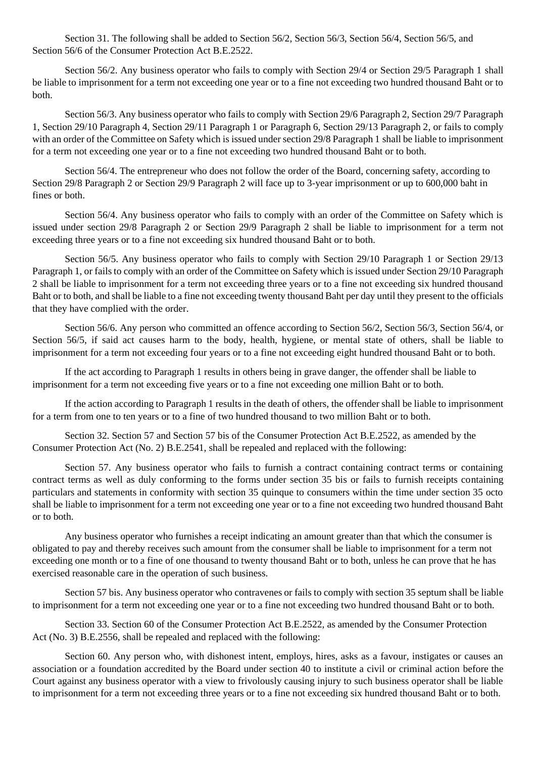Section 31. The following shall be added to Section 56/2, Section 56/3, Section 56/4, Section 56/5, and Section 56/6 of the Consumer Protection Act B.E.2522.

Section 56/2. Any business operator who fails to comply with Section 29/4 or Section 29/5 Paragraph 1 shall be liable to imprisonment for a term not exceeding one year or to a fine not exceeding two hundred thousand Baht or to both.

Section 56/3. Any business operator who fails to comply with Section 29/6 Paragraph 2, Section 29/7 Paragraph 1, Section 29/10 Paragraph 4, Section 29/11 Paragraph 1 or Paragraph 6, Section 29/13 Paragraph 2, or fails to comply with an order of the Committee on Safety which is issued under section 29/8 Paragraph 1 shall be liable to imprisonment for a term not exceeding one year or to a fine not exceeding two hundred thousand Baht or to both.

Section 56/4. The entrepreneur who does not follow the order of the Board, concerning safety, according to Section 29/8 Paragraph 2 or Section 29/9 Paragraph 2 will face up to 3-year imprisonment or up to 600,000 baht in fines or both.

Section 56/4. Any business operator who fails to comply with an order of the Committee on Safety which is issued under section 29/8 Paragraph 2 or Section 29/9 Paragraph 2 shall be liable to imprisonment for a term not exceeding three years or to a fine not exceeding six hundred thousand Baht or to both.

Section 56/5. Any business operator who fails to comply with Section 29/10 Paragraph 1 or Section 29/13 Paragraph 1, or fails to comply with an order of the Committee on Safety which is issued under Section 29/10 Paragraph 2 shall be liable to imprisonment for a term not exceeding three years or to a fine not exceeding six hundred thousand Baht or to both, and shall be liable to a fine not exceeding twenty thousand Baht per day until they present to the officials that they have complied with the order.

Section 56/6. Any person who committed an offence according to Section 56/2, Section 56/3, Section 56/4, or Section 56/5, if said act causes harm to the body, health, hygiene, or mental state of others, shall be liable to imprisonment for a term not exceeding four years or to a fine not exceeding eight hundred thousand Baht or to both.

If the act according to Paragraph 1 results in others being in grave danger, the offender shall be liable to imprisonment for a term not exceeding five years or to a fine not exceeding one million Baht or to both.

If the action according to Paragraph 1 results in the death of others, the offender shall be liable to imprisonment for a term from one to ten years or to a fine of two hundred thousand to two million Baht or to both.

Section 32. Section 57 and Section 57 bis of the Consumer Protection Act B.E.2522, as amended by the Consumer Protection Act (No. 2) B.E.2541, shall be repealed and replaced with the following:

Section 57. Any business operator who fails to furnish a contract containing contract terms or containing contract terms as well as duly conforming to the forms under section 35 bis or fails to furnish receipts containing particulars and statements in conformity with section 35 quinque to consumers within the time under section 35 octo shall be liable to imprisonment for a term not exceeding one year or to a fine not exceeding two hundred thousand Baht or to both.

Any business operator who furnishes a receipt indicating an amount greater than that which the consumer is obligated to pay and thereby receives such amount from the consumer shall be liable to imprisonment for a term not exceeding one month or to a fine of one thousand to twenty thousand Baht or to both, unless he can prove that he has exercised reasonable care in the operation of such business.

Section 57 bis. Any business operator who contravenes or fails to comply with section 35 septum shall be liable to imprisonment for a term not exceeding one year or to a fine not exceeding two hundred thousand Baht or to both.

Section 33. Section 60 of the Consumer Protection Act B.E.2522, as amended by the Consumer Protection Act (No. 3) B.E.2556, shall be repealed and replaced with the following:

Section 60. Any person who, with dishonest intent, employs, hires, asks as a favour, instigates or causes an association or a foundation accredited by the Board under section 40 to institute a civil or criminal action before the Court against any business operator with a view to frivolously causing injury to such business operator shall be liable to imprisonment for a term not exceeding three years or to a fine not exceeding six hundred thousand Baht or to both.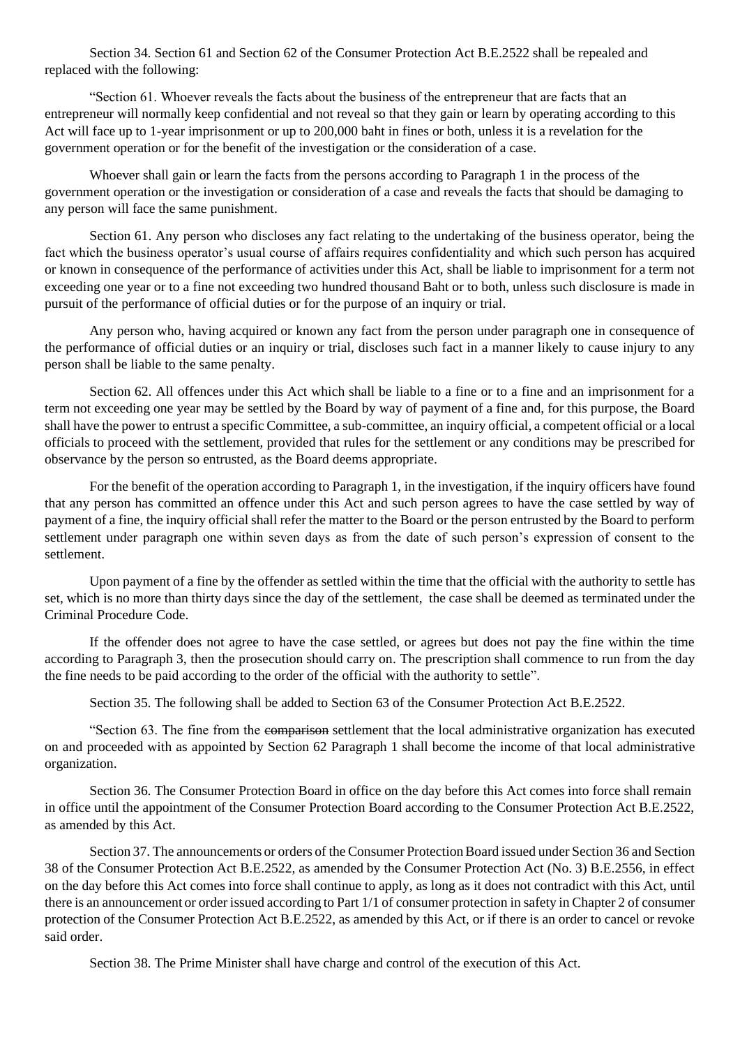Section 34. Section 61 and Section 62 of the Consumer Protection Act B.E.2522 shall be repealed and replaced with the following:

"Section 61. Whoever reveals the facts about the business of the entrepreneur that are facts that an entrepreneur will normally keep confidential and not reveal so that they gain or learn by operating according to this Act will face up to 1-year imprisonment or up to 200,000 baht in fines or both, unless it is a revelation for the government operation or for the benefit of the investigation or the consideration of a case.

Whoever shall gain or learn the facts from the persons according to Paragraph 1 in the process of the government operation or the investigation or consideration of a case and reveals the facts that should be damaging to any person will face the same punishment.

Section 61. Any person who discloses any fact relating to the undertaking of the business operator, being the fact which the business operator's usual course of affairs requires confidentiality and which such person has acquired or known in consequence of the performance of activities under this Act, shall be liable to imprisonment for a term not exceeding one year or to a fine not exceeding two hundred thousand Baht or to both, unless such disclosure is made in pursuit of the performance of official duties or for the purpose of an inquiry or trial.

Any person who, having acquired or known any fact from the person under paragraph one in consequence of the performance of official duties or an inquiry or trial, discloses such fact in a manner likely to cause injury to any person shall be liable to the same penalty.

Section 62. All offences under this Act which shall be liable to a fine or to a fine and an imprisonment for a term not exceeding one year may be settled by the Board by way of payment of a fine and, for this purpose, the Board shall have the power to entrust a specific Committee, a sub-committee, an inquiry official, a competent official or a local officials to proceed with the settlement, provided that rules for the settlement or any conditions may be prescribed for observance by the person so entrusted, as the Board deems appropriate.

For the benefit of the operation according to Paragraph 1, in the investigation, if the inquiry officers have found that any person has committed an offence under this Act and such person agrees to have the case settled by way of payment of a fine, the inquiry official shall refer the matter to the Board or the person entrusted by the Board to perform settlement under paragraph one within seven days as from the date of such person's expression of consent to the settlement.

Upon payment of a fine by the offender as settled within the time that the official with the authority to settle has set, which is no more than thirty days since the day of the settlement, the case shall be deemed as terminated under the Criminal Procedure Code.

If the offender does not agree to have the case settled, or agrees but does not pay the fine within the time according to Paragraph 3, then the prosecution should carry on. The prescription shall commence to run from the day the fine needs to be paid according to the order of the official with the authority to settle".

Section 35. The following shall be added to Section 63 of the Consumer Protection Act B.E.2522.

"Section 63. The fine from the ~~comparison~~ settlement that the local administrative organization has executed on and proceeded with as appointed by Section 62 Paragraph 1 shall become the income of that local administrative organization.

Section 36. The Consumer Protection Board in office on the day before this Act comes into force shall remain in office until the appointment of the Consumer Protection Board according to the Consumer Protection Act B.E.2522, as amended by this Act.

Section 37. The announcements or orders of the Consumer Protection Board issued under Section 36 and Section 38 of the Consumer Protection Act B.E.2522, as amended by the Consumer Protection Act (No. 3) B.E.2556, in effect on the day before this Act comes into force shall continue to apply, as long as it does not contradict with this Act, until there is an announcement or order issued according to Part 1/1 of consumer protection in safety in Chapter 2 of consumer protection of the Consumer Protection Act B.E.2522, as amended by this Act, or if there is an order to cancel or revoke said order.

Section 38. The Prime Minister shall have charge and control of the execution of this Act.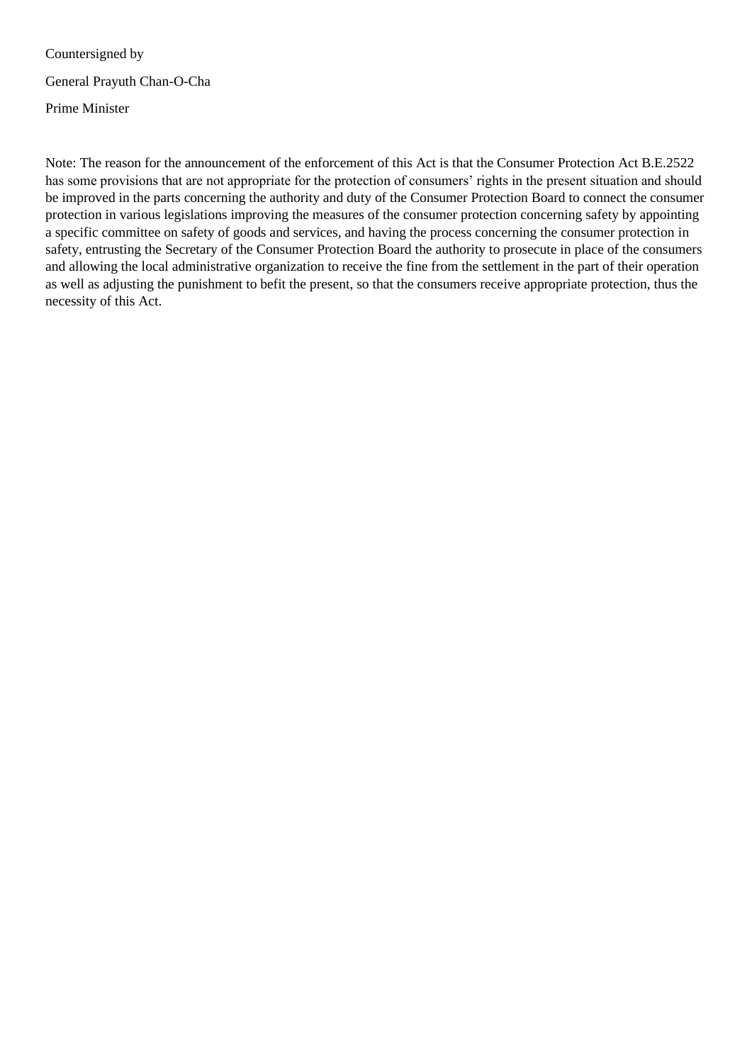Countersigned by

General Prayuth Chan-O-Cha

Prime Minister

Note: The reason for the announcement of the enforcement of this Act is that the Consumer Protection Act B.E.2522 has some provisions that are not appropriate for the protection of consumers' rights in the present situation and should be improved in the parts concerning the authority and duty of the Consumer Protection Board to connect the consumer protection in various legislations improving the measures of the consumer protection concerning safety by appointing a specific committee on safety of goods and services, and having the process concerning the consumer protection in safety, entrusting the Secretary of the Consumer Protection Board the authority to prosecute in place of the consumers and allowing the local administrative organization to receive the fine from the settlement in the part of their operation as well as adjusting the punishment to befit the present, so that the consumers receive appropriate protection, thus the necessity of this Act.